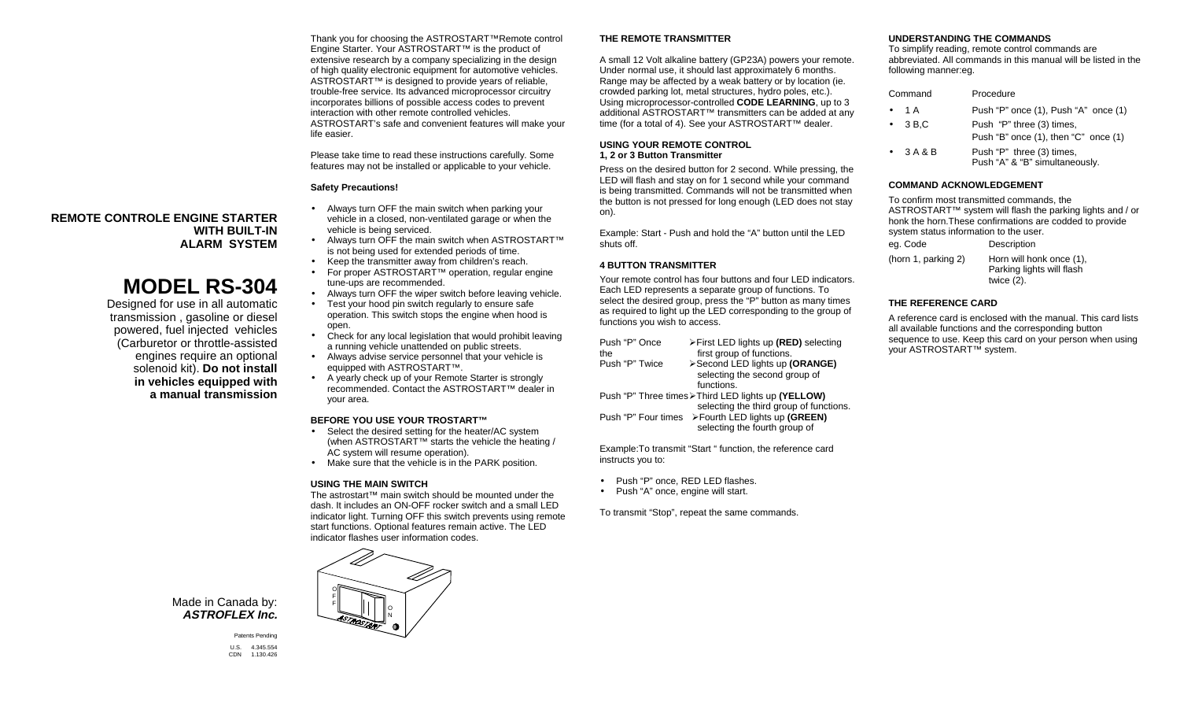**REMOTE CONTROLE ENGINE STARTER WITH BUILT-IN ALARM SYSTEM**

# MODEL RS-304

Designed for use in all automatic transmission , gasoline or diesel powered, fuel injected vehicles (Carburetor or throttle-assisted engines require an optional solenoid kit). **Do not install in vehicles equipped with a manual transmission**

Made in Canada by:
***ASTROFLEX Inc.***

Patents Pending

U.S. 4.345.554
CDN 1.130.426

Thank you for choosing the ASTROSTART™Remote control Engine Starter. Your ASTROSTART™ is the product of extensive research by a company specializing in the design of high quality electronic equipment for automotive vehicles. ASTROSTART™ is designed to provide years of reliable, trouble-free service. Its advanced microprocessor circuitry incorporates billions of possible access codes to prevent interaction with other remote controlled vehicles. ASTROSTART's safe and convenient features will make your life easier.

Please take time to read these instructions carefully. Some features may not be installed or applicable to your vehicle.

**Safety Precautions!**

- Always turn OFF the main switch when parking your vehicle in a closed, non-ventilated garage or when the vehicle is being serviced.
- Always turn OFF the main switch when ASTROSTART™ is not being used for extended periods of time.
- Keep the transmitter away from children's reach.
- For proper ASTROSTART™ operation, regular engine tune-ups are recommended.
- Always turn OFF the wiper switch before leaving vehicle.
- Test your hood pin switch regularly to ensure safe operation. This switch stops the engine when hood is open.
- Check for any local legislation that would prohibit leaving a running vehicle unattended on public streets.
- Always advise service personnel that your vehicle is equipped with ASTROSTART™.
- A yearly check up of your Remote Starter is strongly recommended. Contact the ASTROSTART™ dealer in your area.

**BEFORE YOU USE YOUR TROSTART™**

- Select the desired setting for the heater/AC system (when ASTROSTART™ starts the vehicle the heating / AC system will resume operation).
- Make sure that the vehicle is in the PARK position.

**USING THE MAIN SWITCH**

The astrostart™ main switch should be mounted under the dash. It includes an ON-OFF rocker switch and a small LED indicator light. Turning OFF this switch prevents using remote start functions. Optional features remain active. The LED indicator flashes user information codes.

**THE REMOTE TRANSMITTER**

A small 12 Volt alkaline battery (GP23A) powers your remote. Under normal use, it should last approximately 6 months. Range may be affected by a weak battery or by location (ie. crowded parking lot, metal structures, hydro poles, etc.). Using microprocessor-controlled **CODE LEARNING**, up to 3 additional ASTROSTART™ transmitters can be added at any time (for a total of 4). See your ASTROSTART™ dealer.

**USING YOUR REMOTE CONTROL**
**1, 2 or 3 Button Transmitter**

Press on the desired button for 2 second. While pressing, the LED will flash and stay on for 1 second while your command is being transmitted. Commands will not be transmitted when the button is not pressed for long enough (LED does not stay on).

Example: Start - Push and hold the "A" button until the LED shuts off.

**4 BUTTON TRANSMITTER**

Your remote control has four buttons and four LED indicators. Each LED represents a separate group of functions. To select the desired group, press the "P" button as many times as required to light up the LED corresponding to the group of functions you wish to access.

| | |
|---|---|
| Push "P" Once the | ➢First LED lights up **(RED)** selecting first group of functions. |
| Push "P" Twice | ➢Second LED lights up **(ORANGE)** selecting the second group of functions. |
| Push "P" Three times | ➢Third LED lights up **(YELLOW)** selecting the third group of functions. |
| Push "P" Four times | ➢Fourth LED lights up **(GREEN)** selecting the fourth group of |

Example:To transmit "Start " function, the reference card instructs you to:

- Push "P" once, RED LED flashes.
- Push "A" once, engine will start.

To transmit "Stop", repeat the same commands.

**UNDERSTANDING THE COMMANDS**

To simplify reading, remote control commands are abbreviated. All commands in this manual will be listed in the following manner:eg.

| Command | Procedure |
|---|---|
| • 1 A | Push "P" once (1), Push "A" once (1) |
| • 3 B,C | Push "P" three (3) times, Push "B" once (1), then "C" once (1) |
| • 3 A & B | Push "P" three (3) times, Push "A" & "B" simultaneously. |

**COMMAND ACKNOWLEDGEMENT**

To confirm most transmitted commands, the ASTROSTART™ system will flash the parking lights and / or honk the horn.These confirmations are codded to provide system status information to the user.

| eg. Code | Description |
|---|---|
| (horn 1, parking 2) | Horn will honk once (1), Parking lights will flash twice (2). |

**THE REFERENCE CARD**

A reference card is enclosed with the manual. This card lists all available functions and the corresponding button sequence to use. Keep this card on your person when using your ASTROSTART™ system.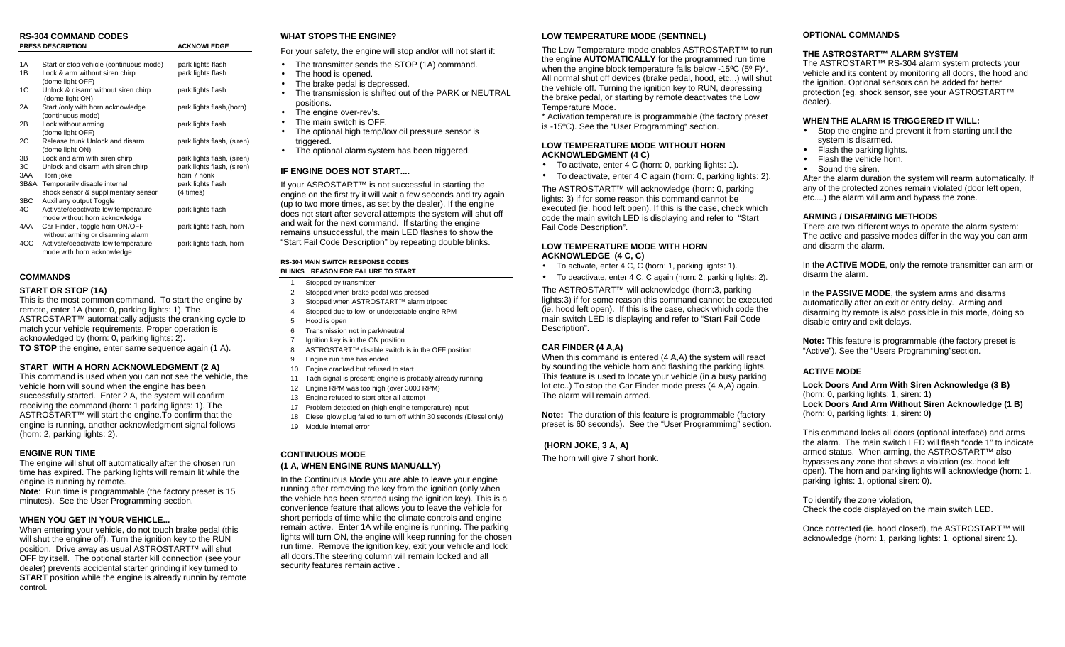## RS-304 COMMAND CODES

| PRESS | DESCRIPTION | ACKNOWLEDGE |
|---|---|---|
| 1A | Start or stop vehicle (continuous mode) | park lights flash |
| 1B | Lock & arm without siren chirp (dome light OFF) | park lights flash |
| 1C | Unlock & disarm without siren chirp (dome light ON) | park lights flash |
| 2A | Start /only with horn acknowledge (continuous mode) | park lights flash,(horn) |
| 2B | Lock without arming (dome light OFF) | park lights flash |
| 2C | Release trunk Unlock and disarm (dome light ON) | park lights flash, (siren) |
| 3B | Lock and arm with siren chirp | park lights flash, (siren) |
| 3C | Unlock and disarm with siren chirp | park lights flash, (siren) |
| 3AA | Horn joke | horn 7 honk |
| 3B&A | Temporarily disable internal shock sensor & supplimentary sensor | park lights flash (4 times) |
| 3BC | Auxiliarry output Toggle | |
| 4C | Activate/deactivate low temperature mode without horn acknowledge | park lights flash |
| 4AA | Car Finder , toggle horn ON/OFF without arming or disarming alarm | park lights flash, horn |
| 4CC | Activate/deactivate low temperature mode with horn acknowledge | park lights flash, horn |

## COMMANDS

### START OR STOP (1A)

This is the most common command. To start the engine by remote, enter 1A (horn: 0, parking lights: 1). The ASTROSTART™ automatically adjusts the cranking cycle to match your vehicle requirements. Proper operation is acknowledged by (horn: 0, parking lights: 2).
**TO STOP** the engine, enter same sequence again (1 A).

### START WITH A HORN ACKNOWLEDGMENT (2 A)

This command is used when you can not see the vehicle, the vehicle horn will sound when the engine has been successfully started. Enter 2 A, the system will confirm receiving the command (horn: 1 parking lights: 1). The ASTROSTART™ will start the engine.To confirm that the engine is running, another acknowledgment signal follows (horn: 2, parking lights: 2).

### ENGINE RUN TIME

The engine will shut off automatically after the chosen run time has expired. The parking lights will remain lit while the engine is running by remote.
**Note**: Run time is programmable (the factory preset is 15 minutes). See the User Programming section.

### WHEN YOU GET IN YOUR VEHICLE...

When entering your vehicle, do not touch brake pedal (this will shut the engine off). Turn the ignition key to the RUN position. Drive away as usual ASTROSTART™ will shut OFF by itself. The optional starter kill connection (see your dealer) prevents accidental starter grinding if key turned to **START** position while the engine is already runnin by remote control.

### WHAT STOPS THE ENGINE?

For your safety, the engine will stop and/or will not start if:

- The transmitter sends the STOP (1A) command.
- The hood is opened.
- The brake pedal is depressed.
- The transmission is shifted out of the PARK or NEUTRAL positions.
- The engine over-rev's.
- The main switch is OFF.
- The optional high temp/low oil pressure sensor is triggered.
- The optional alarm system has been triggered.

### IF ENGINE DOES NOT START....

If your ASROSTART™ is not successful in starting the engine on the first try it will wait a few seconds and try again (up to two more times, as set by the dealer). If the engine does not start after several attempts the system will shut off and wait for the next command. If starting the engine remains unsuccessful, the main LED flashes to show the "Start Fail Code Description" by repeating double blinks.

**RS-304 MAIN SWITCH RESPONSE CODES**

| BLINKS | REASON FOR FAILURE TO START |
|---|---|
| 1 | Stopped by transmitter |
| 2 | Stopped when brake pedal was pressed |
| 3 | Stopped when ASTROSTART™ alarm tripped |
| 4 | Stopped due to low or undetectable engine RPM |
| 5 | Hood is open |
| 6 | Transmission not in park/neutral |
| 7 | Ignition key is in the ON position |
| 8 | ASTROSTART™ disable switch is in the OFF position |
| 9 | Engine run time has ended |
| 10 | Engine cranked but refused to start |
| 11 | Tach signal is present; engine is probably already running |
| 12 | Engine RPM was too high (over 3000 RPM) |
| 13 | Engine refused to start after all attempt |
| 17 | Problem detected on (high engine temperature) input |
| 18 | Diesel glow plug failed to turn off within 30 seconds (Diesel only) |
| 19 | Module internal error |

### CONTINUOUS MODE
### (1 A, WHEN ENGINE RUNS MANUALLY)

In the Continuous Mode you are able to leave your engine running after removing the key from the ignition (only when the vehicle has been started using the ignition key). This is a convenience feature that allows you to leave the vehicle for short perriods of time while the climate controls and engine remain active. Enter 1A while engine is running. The parking lights will turn ON, the engine will keep running for the chosen run time. Remove the ignition key, exit your vehicle and lock all doors.The steering column will remain locked and all security features remain active .

### LOW TEMPERATURE MODE (SENTINEL)

The Low Temperature mode enables ASTROSTART™ to run the engine **AUTOMATICALLY** for the programmed run time when the engine block temperature falls below -15ºC (5º F)*. All normal shut off devices (brake pedal, hood, etc...) will shut the vehicle off. Turning the ignition key to RUN, depressing the brake pedal, or starting by remote deactivates the Low Temperature Mode.
\* Activation temperature is programmable (the factory preset is -15ºC). See the "User Programming" section.

### LOW TEMPERATURE MODE WITHOUT HORN ACKNOWLEDGMENT (4 C)

- To activate, enter 4 C (horn: 0, parking lights: 1).
- To deactivate, enter 4 C again (horn: 0, parking lights: 2).

The ASTROSTART™ will acknowledge (horn: 0, parking lights: 3) if for some reason this command cannot be executed (ie. hood left open). If this is the case, check which code the main switch LED is displaying and refer to "Start Fail Code Description".

### LOW TEMPERATURE MODE WITH HORN ACKNOWLEDGE (4 C, C)

- To activate, enter 4 C, C (horn: 1, parking lights: 1).
- To deactivate, enter 4 C, C again (horn: 2, parking lights: 2).

The ASTROSTART™ will acknowledge (horn:3, parking lights:3) if for some reason this command cannot be executed (ie. hood left open). If this is the case, check which code the main switch LED is displaying and refer to "Start Fail Code Description".

### CAR FINDER (4 A,A)

When this command is entered (4 A,A) the system will react by sounding the vehicle horn and flashing the parking lights. This feature is used to locate your vehicle (in a busy parking lot etc..) To stop the Car Finder mode press (4 A,A) again. The alarm will remain armed.

**Note:** The duration of this feature is programmable (factory preset is 60 seconds). See the "User Programmimg" section.

### (HORN JOKE, 3 A, A)

The horn will give 7 short honk.

### OPTIONAL COMMANDS

### THE ASTROSTART™ ALARM SYSTEM

The ASTROSTART™ RS-304 alarm system protects your vehicle and its content by monitoring all doors, the hood and the ignition. Optional sensors can be added for better protection (eg. shock sensor, see your ASTROSTART™ dealer).

### WHEN THE ALARM IS TRIGGERED IT WILL:

- Stop the engine and prevent it from starting until the system is disarmed.
- Flash the parking lights.
- Flash the vehicle horn.
- Sound the siren.

After the alarm duration the system will rearm automatically. If any of the protected zones remain violated (door left open, etc....) the alarm will arm and bypass the zone.

### ARMING / DISARMING METHODS

There are two different ways to operate the alarm system: The active and passive modes differ in the way you can arm and disarm the alarm.

In the **ACTIVE MODE**, only the remote transmitter can arm or disarm the alarm.

In the **PASSIVE MODE**, the system arms and disarms automatically after an exit or entry delay. Arming and disarming by remote is also possible in this mode, doing so disable entry and exit delays.

**Note:** This feature is programmable (the factory preset is "Active"). See the "Users Programming"section.

### ACTIVE MODE

**Lock Doors And Arm With Siren Acknowledge (3 B)**
(horn: 0, parking lights: 1, siren: 1)
**Lock Doors And Arm Without Siren Acknowledge (1 B)**
(horn: 0, parking lights: 1, siren: 0**)**

This command locks all doors (optional interface) and arms the alarm. The main switch LED will flash "code 1" to indicate armed status. When arming, the ASTROSTART™ also bypasses any zone that shows a violation (ex.:hood left open). The horn and parking lights will acknowledge (horn: 1, parking lights: 1, optional siren: 0).

To identify the zone violation,
Check the code displayed on the main switch LED.

Once corrected (ie. hood closed), the ASTROSTART™ will acknowledge (horn: 1, parking lights: 1, optional siren: 1).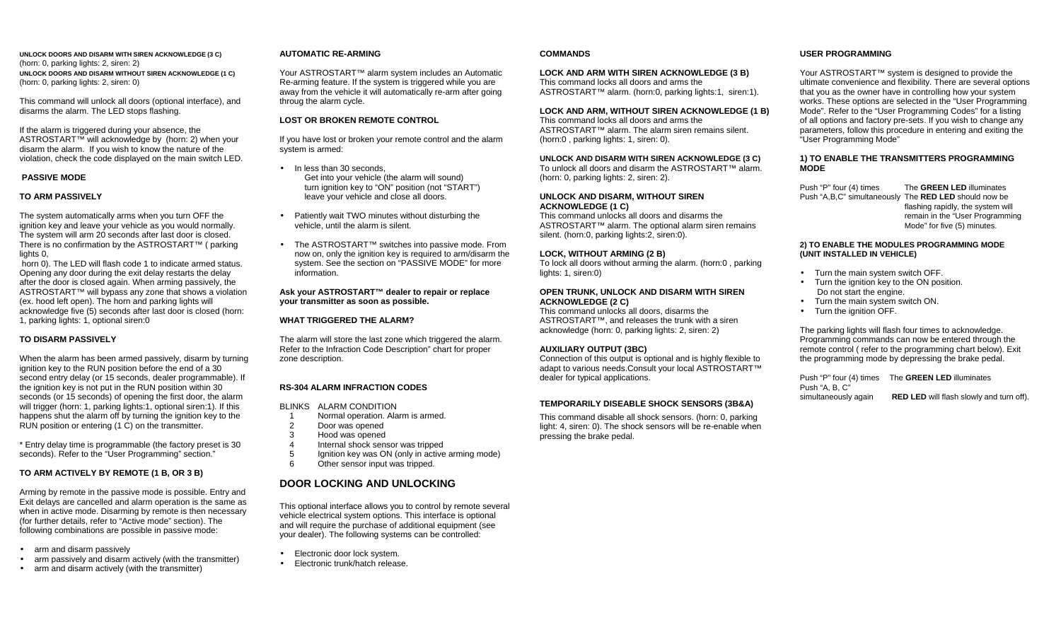**UNLOCK DOORS AND DISARM WITH SIREN ACKNOWLEDGE (3 C)**
(horn: 0, parking lights: 2, siren: 2)
**UNLOCK DOORS AND DISARM WITHOUT SIREN ACKNOWLEDGE (1 C)**
(horn: 0, parking lights: 2, siren: 0)

This command will unlock all doors (optional interface), and disarms the alarm. The LED stops flashing.

If the alarm is triggered during your absence, the ASTROSTART™ will acknowledge by (horn: 2) when your disarm the alarm. If you wish to know the nature of the violation, check the code displayed on the main switch LED.

### PASSIVE MODE

### TO ARM PASSIVELY

The system automatically arms when you turn OFF the ignition key and leave your vehicle as you would normally. The system will arm 20 seconds after last door is closed. There is no confirmation by the ASTROSTART™ ( parking lights 0,
horn 0). The LED will flash code 1 to indicate armed status. Opening any door during the exit delay restarts the delay after the door is closed again. When arming passively, the ASTROSTART™ will bypass any zone that shows a violation (ex. hood left open). The horn and parking lights will acknowledge five (5) seconds after last door is closed (horn: 1, parking lights: 1, optional siren:0

### TO DISARM PASSIVELY

When the alarm has been armed passively, disarm by turning ignition key to the RUN position before the end of a 30 second entry delay (or 15 seconds, dealer programmable). If the ignition key is not put in the RUN position within 30 seconds (or 15 seconds) of opening the first door, the alarm will trigger (horn: 1, parking lights:1, optional siren:1). If this happens shut the alarm off by turning the ignition key to the RUN position or entering (1 C) on the transmitter.

* Entry delay time is programmable (the factory preset is 30 seconds). Refer to the "User Programming" section."

### TO ARM ACTIVELY BY REMOTE (1 B, OR 3 B)

Arming by remote in the passive mode is possible. Entry and Exit delays are cancelled and alarm operation is the same as when in active mode. Disarming by remote is then necessary (for further details, refer to "Active mode" section). The following combinations are possible in passive mode:

- arm and disarm passively
- arm passively and disarm actively (with the transmitter)
- arm and disarm actively (with the transmitter)

### AUTOMATIC RE-ARMING

Your ASTROSTART™ alarm system includes an Automatic Re-arming feature. If the system is triggered while you are away from the vehicle it will automatically re-arm after going throug the alarm cycle.

### LOST OR BROKEN REMOTE CONTROL

If you have lost or broken your remote control and the alarm system is armed:

- In less than 30 seconds,
  Get into your vehicle (the alarm will sound)
  turn ignition key to "ON" position (not "START")
  leave your vehicle and close all doors.
- Patiently wait TWO minutes without disturbing the vehicle, until the alarm is silent.
- The ASTROSTART™ switches into passive mode. From now on, only the ignition key is required to arm/disarm the system. See the section on "PASSIVE MODE" for more information.

**Ask your ASTROSTART™ dealer to repair or replace your transmitter as soon as possible.**

### WHAT TRIGGERED THE ALARM?

The alarm will store the last zone which triggered the alarm. Refer to the Infraction Code Description" chart for proper zone description.

### RS-304 ALARM INFRACTION CODES

| BLINKS | ALARM CONDITION |
|---|---|
| 1 | Normal operation. Alarm is armed. |
| 2 | Door was opened |
| 3 | Hood was opened |
| 4 | Internal shock sensor was tripped |
| 5 | Ignition key was ON (only in active arming mode) |
| 6 | Other sensor input was tripped. |

## DOOR LOCKING AND UNLOCKING

This optional interface allows you to control by remote several vehicle electrical system options. This interface is optional and will require the purchase of additional equipment (see your dealer). The following systems can be controlled:

- Electronic door lock system.
- Electronic trunk/hatch release.

### COMMANDS

**LOCK AND ARM WITH SIREN ACKNOWLEDGE (3 B)**
This command locks all doors and arms the ASTROSTART™ alarm. (horn:0, parking lights:1, siren:1).

**LOCK AND ARM, WITHOUT SIREN ACKNOWLEDGE (1 B)**
This command locks all doors and arms the ASTROSTART™ alarm. The alarm siren remains silent. (horn:0 , parking lights: 1, siren: 0).

**UNLOCK AND DISARM WITH SIREN ACKNOWLEDGE (3 C)**
To unlock all doors and disarm the ASTROSTART™ alarm. (horn: 0, parking lights: 2, siren: 2).

**UNLOCK AND DISARM, WITHOUT SIREN ACKNOWLEDGE (1 C)**
This command unlocks all doors and disarms the ASTROSTART™ alarm. The optional alarm siren remains silent. (horn:0, parking lights:2, siren:0).

**LOCK, WITHOUT ARMING (2 B)**
To lock all doors without arming the alarm. (horn:0 , parking lights: 1, siren:0)

**OPEN TRUNK, UNLOCK AND DISARM WITH SIREN ACKNOWLEDGE (2 C)**
This command unlocks all doors, disarms the ASTROSTART™, and releases the trunk with a siren acknowledge (horn: 0, parking lights: 2, siren: 2)

**AUXILIARY OUTPUT (3BC)**
Connection of this output is optional and is highly flexible to adapt to various needs.Consult your local ASTROSTART™ dealer for typical applications.

**TEMPORARILY DISEABLE SHOCK SENSORS (3B&A)**

This command disable all shock sensors. (horn: 0, parking light: 4, siren: 0). The shock sensors will be re-enable when pressing the brake pedal.

### USER PROGRAMMING

Your ASTROSTART™ system is designed to provide the ultimate convenience and flexibility. There are several options that you as the owner have in controlling how your system works. These options are selected in the "User Programming Mode". Refer to the "User Programming Codes" for a listing of all options and factory pre-sets. If you wish to change any parameters, follow this procedure in entering and exiting the "User Programming Mode"

**1) TO ENABLE THE TRANSMITTERS PROGRAMMING MODE**

Push "P" four (4) times — The **GREEN LED** illuminates
Push "A,B,C" simultaneously — The **RED LED** should now be flashing rapidly, the system will remain in the "User Programming Mode" for five (5) minutes.

**2) TO ENABLE THE MODULES PROGRAMMING MODE (UNIT INSTALLED IN VEHICLE)**

- Turn the main system switch OFF.
- Turn the ignition key to the ON position.
  Do not start the engine.
- Turn the main system switch ON.
- Turn the ignition OFF.

The parking lights will flash four times to acknowledge. Programming commands can now be entered through the remote control ( refer to the programming chart below). Exit the programming mode by depressing the brake pedal.

Push "P" four (4) times — The **GREEN LED** illuminates
Push "A, B, C" simultaneously again — **RED LED** will flash slowly and turn off).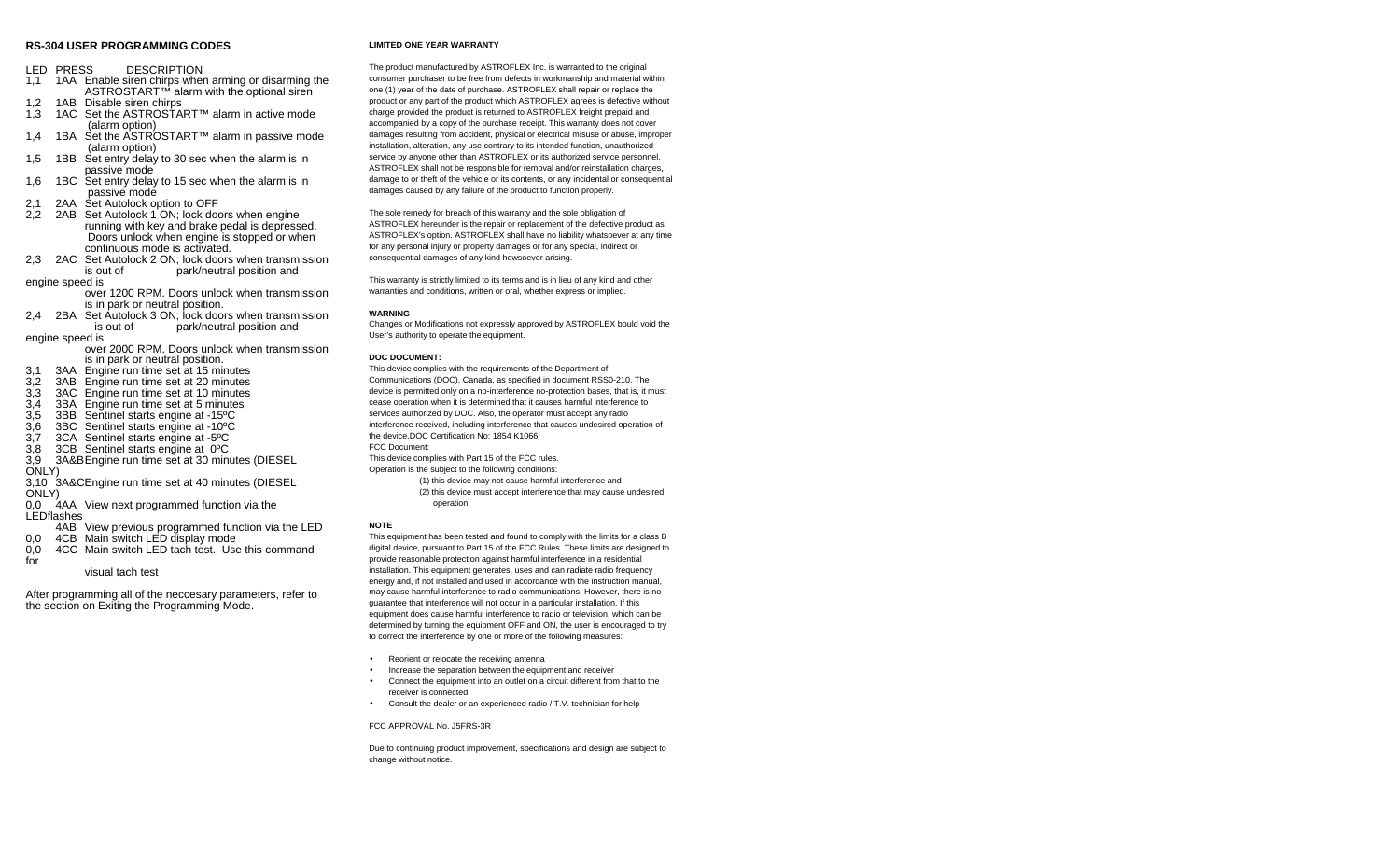## RS-304 USER PROGRAMMING CODES

| LED | PRESS | DESCRIPTION |
|---|---|---|
| 1,1 | 1AA | Enable siren chirps when arming or disarming the ASTROSTART™ alarm with the optional siren |
| 1,2 | 1AB | Disable siren chirps |
| 1,3 | 1AC | Set the ASTROSTART™ alarm in active mode (alarm option) |
| 1,4 | 1BA | Set the ASTROSTART™ alarm in passive mode (alarm option) |
| 1,5 | 1BB | Set entry delay to 30 sec when the alarm is in passive mode |
| 1,6 | 1BC | Set entry delay to 15 sec when the alarm is in passive mode |
| 2,1 | 2AA | Set Autolock option to OFF |
| 2,2 | 2AB | Set Autolock 1 ON; lock doors when engine running with key and brake pedal is depressed. Doors unlock when engine is stopped or when continuous mode is activated. |
| 2,3 | 2AC | Set Autolock 2 ON; lock doors when transmission is out of park/neutral position and engine speed is over 1200 RPM. Doors unlock when transmission is in park or neutral position. |
| 2,4 | 2BA | Set Autolock 3 ON; lock doors when transmission is out of park/neutral position and engine speed is over 2000 RPM. Doors unlock when transmission is in park or neutral position. |
| 3,1 | 3AA | Engine run time set at 15 minutes |
| 3,2 | 3AB | Engine run time set at 20 minutes |
| 3,3 | 3AC | Engine run time set at 10 minutes |
| 3,4 | 3BA | Engine run time set at 5 minutes |
| 3,5 | 3BB | Sentinel starts engine at -15ºC |
| 3,6 | 3BC | Sentinel starts engine at -10ºC |
| 3,7 | 3CA | Sentinel starts engine at -5ºC |
| 3,8 | 3CB | Sentinel starts engine at 0ºC |
| 3,9 | 3A&B | Engine run time set at 30 minutes (DIESEL ONLY) |
| 3,10 | 3A&C | Engine run time set at 40 minutes (DIESEL ONLY) |
| 0,0 | 4AA | View next programmed function via the LEDflashes |
| | 4AB | View previous programmed function via the LED |
| 0,0 | 4CB | Main switch LED display mode |
| 0,0 | 4CC | Main switch LED tach test. Use this command for visual tach test |

After programming all of the neccesary parameters, refer to the section on Exiting the Programming Mode.

#### LIMITED ONE YEAR WARRANTY

The product manufactured by ASTROFLEX Inc. is warranted to the original consumer purchaser to be free from defects in workmanship and material within one (1) year of the date of purchase. ASTROFLEX shall repair or replace the product or any part of the product which ASTROFLEX agrees is defective without charge provided the product is returned to ASTROFLEX freight prepaid and accompanied by a copy of the purchase receipt. This warranty does not cover damages resulting from accident, physical or electrical misuse or abuse, improper installation, alteration, any use contrary to its intended function, unauthorized service by anyone other than ASTROFLEX or its authorized service personnel. ASTROFLEX shall not be responsible for removal and/or reinstallation charges, damage to or theft of the vehicle or its contents, or any incidental or consequential damages caused by any failure of the product to function properly.

The sole remedy for breach of this warranty and the sole obligation of ASTROFLEX hereunder is the repair or replacement of the defective product as ASTROFLEX's option. ASTROFLEX shall have no liability whatsoever at any time for any personal injury or property damages or for any special, indirect or consequential damages of any kind howsoever arising.

This warranty is strictly limited to its terms and is in lieu of any kind and other warranties and conditions, written or oral, whether express or implied.

#### WARNING

Changes or Modifications not expressly approved by ASTROFLEX bould void the User's authority to operate the equipment.

#### DOC DOCUMENT:

This device complies with the requirements of the Department of Communications (DOC), Canada, as specified in document RSS0-210. The device is permitted only on a no-interference no-protection bases, that is, it must cease operation when it is determined that it causes harmful interference to services authorized by DOC. Also, the operator must accept any radio interference received, including interference that causes undesired operation of the device.DOC Certification No: 1854 K1066

FCC Document:

This device complies with Part 15 of the FCC rules.
Operation is the subject to the following conditions:

(1) this device may not cause harmful interference and
(2) this device must accept interference that may cause undesired operation.

#### NOTE

This equipment has been tested and found to comply with the limits for a class B digital device, pursuant to Part 15 of the FCC Rules. These limits are designed to provide reasonable protection against harmful interference in a residential installation. This equipment generates, uses and can radiate radio frequency energy and, if not installed and used in accordance with the instruction manual, may cause harmful interference to radio communications. However, there is no guarantee that interference will not occur in a particular installation. If this equipment does cause harmful interference to radio or television, which can be determined by turning the equipment OFF and ON, the user is encouraged to try to correct the interference by one or more of the following measures:

- Reorient or relocate the receiving antenna
- Increase the separation between the equipment and receiver
- Connect the equipment into an outlet on a circuit different from that to the receiver is connected
- Consult the dealer or an experienced radio / T.V. technician for help

FCC APPROVAL No. J5FRS-3R

Due to continuing product improvement, specifications and design are subject to change without notice.